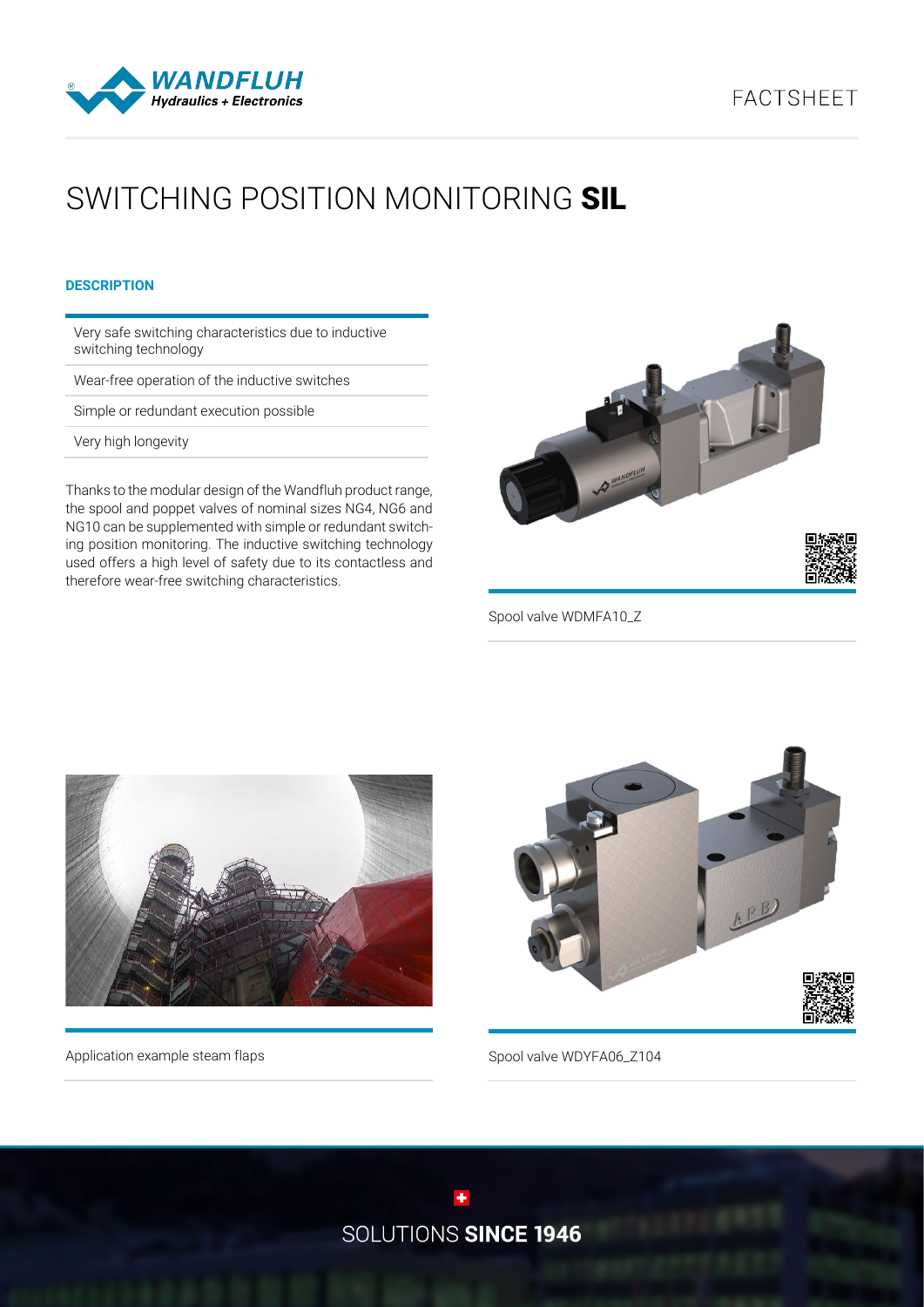# SWITCHING POSITION MONITORING **SIL**

## DESCRIPTION

- Very safe switching characteristics due to inductive switching technology
- Wear-free operation of the inductive switches
- Simple or redundant execution possible
- Very high longevity

Thanks to the modular design of the Wandfluh product range, the spool and poppet valves of nominal sizes NG4, NG6 and NG10 can be supplemented with simple or redundant switching position monitoring. The inductive switching technology used offers a high level of safety due to its contactless and therefore wear-free switching characteristics.

Spool valve WDMFA10_Z

Application example steam flaps

Spool valve WDYFA06_Z104

SOLUTIONS **SINCE 1946**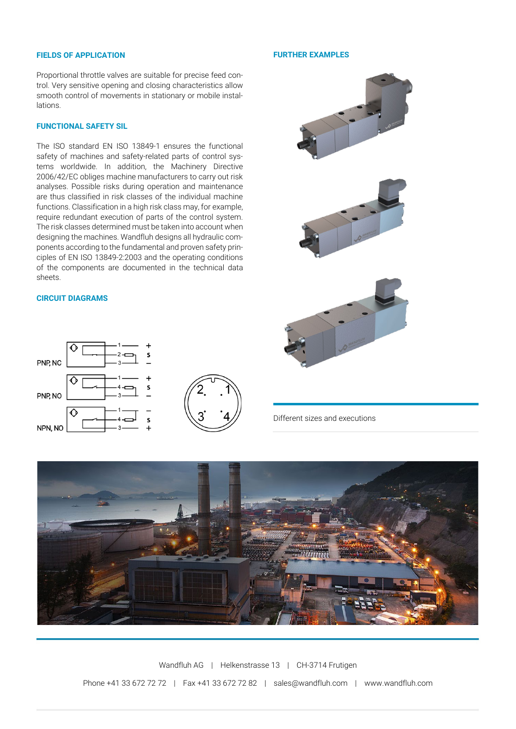## FIELDS OF APPLICATION

Proportional throttle valves are suitable for precise feed control. Very sensitive opening and closing characteristics allow smooth control of movements in stationary or mobile installations.

## FUNCTIONAL SAFETY SIL

The ISO standard EN ISO 13849-1 ensures the functional safety of machines and safety-related parts of control systems worldwide. In addition, the Machinery Directive 2006/42/EC obliges machine manufacturers to carry out risk analyses. Possible risks during operation and maintenance are thus classified in risk classes of the individual machine functions. Classification in a high risk class may, for example, require redundant execution of parts of the control system. The risk classes determined must be taken into account when designing the machines. Wandfluh designs all hydraulic components according to the fundamental and proven safety principles of EN ISO 13849-2:2003 and the operating conditions of the components are documented in the technical data sheets.

## CIRCUIT DIAGRAMS

PNP, NC
1 +
2 S
3 –

PNP, NO
1 +
4 S
3 –

NPN, NO
1 –
4 S
3 +

2 1
3 4

## FURTHER EXAMPLES

Different sizes and executions

Wandfluh AG | Helkenstrasse 13 | CH-3714 Frutigen

Phone +41 33 672 72 72 | Fax +41 33 672 72 82 | sales@wandfluh.com | www.wandfluh.com